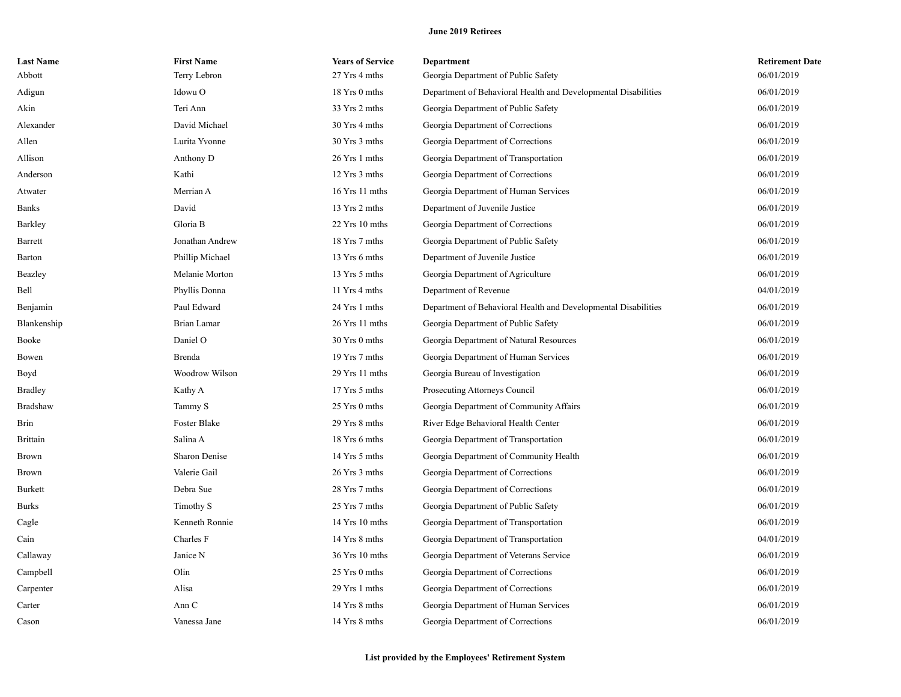**June 2019 Retirees**

| Last Name | First Name | Years of Service | Department | Retirement Date |
|---|---|---|---|---|
| Abbott | Terry Lebron | 27 Yrs 4 mths | Georgia Department of Public Safety | 06/01/2019 |
| Adigun | Idowu O | 18 Yrs 0 mths | Department of Behavioral Health and Developmental Disabilities | 06/01/2019 |
| Akin | Teri Ann | 33 Yrs 2 mths | Georgia Department of Public Safety | 06/01/2019 |
| Alexander | David Michael | 30 Yrs 4 mths | Georgia Department of Corrections | 06/01/2019 |
| Allen | Lurita Yvonne | 30 Yrs 3 mths | Georgia Department of Corrections | 06/01/2019 |
| Allison | Anthony D | 26 Yrs 1 mths | Georgia Department of Transportation | 06/01/2019 |
| Anderson | Kathi | 12 Yrs 3 mths | Georgia Department of Corrections | 06/01/2019 |
| Atwater | Merrian A | 16 Yrs 11 mths | Georgia Department of Human Services | 06/01/2019 |
| Banks | David | 13 Yrs 2 mths | Department of Juvenile Justice | 06/01/2019 |
| Barkley | Gloria B | 22 Yrs 10 mths | Georgia Department of Corrections | 06/01/2019 |
| Barrett | Jonathan Andrew | 18 Yrs 7 mths | Georgia Department of Public Safety | 06/01/2019 |
| Barton | Phillip Michael | 13 Yrs 6 mths | Department of Juvenile Justice | 06/01/2019 |
| Beazley | Melanie Morton | 13 Yrs 5 mths | Georgia Department of Agriculture | 06/01/2019 |
| Bell | Phyllis Donna | 11 Yrs 4 mths | Department of Revenue | 04/01/2019 |
| Benjamin | Paul Edward | 24 Yrs 1 mths | Department of Behavioral Health and Developmental Disabilities | 06/01/2019 |
| Blankenship | Brian Lamar | 26 Yrs 11 mths | Georgia Department of Public Safety | 06/01/2019 |
| Booke | Daniel O | 30 Yrs 0 mths | Georgia Department of Natural Resources | 06/01/2019 |
| Bowen | Brenda | 19 Yrs 7 mths | Georgia Department of Human Services | 06/01/2019 |
| Boyd | Woodrow Wilson | 29 Yrs 11 mths | Georgia Bureau of Investigation | 06/01/2019 |
| Bradley | Kathy A | 17 Yrs 5 mths | Prosecuting Attorneys Council | 06/01/2019 |
| Bradshaw | Tammy S | 25 Yrs 0 mths | Georgia Department of Community Affairs | 06/01/2019 |
| Brin | Foster Blake | 29 Yrs 8 mths | River Edge Behavioral Health Center | 06/01/2019 |
| Brittain | Salina A | 18 Yrs 6 mths | Georgia Department of Transportation | 06/01/2019 |
| Brown | Sharon Denise | 14 Yrs 5 mths | Georgia Department of Community Health | 06/01/2019 |
| Brown | Valerie Gail | 26 Yrs 3 mths | Georgia Department of Corrections | 06/01/2019 |
| Burkett | Debra Sue | 28 Yrs 7 mths | Georgia Department of Corrections | 06/01/2019 |
| Burks | Timothy S | 25 Yrs 7 mths | Georgia Department of Public Safety | 06/01/2019 |
| Cagle | Kenneth Ronnie | 14 Yrs 10 mths | Georgia Department of Transportation | 06/01/2019 |
| Cain | Charles F | 14 Yrs 8 mths | Georgia Department of Transportation | 04/01/2019 |
| Callaway | Janice N | 36 Yrs 10 mths | Georgia Department of Veterans Service | 06/01/2019 |
| Campbell | Olin | 25 Yrs 0 mths | Georgia Department of Corrections | 06/01/2019 |
| Carpenter | Alisa | 29 Yrs 1 mths | Georgia Department of Corrections | 06/01/2019 |
| Carter | Ann C | 14 Yrs 8 mths | Georgia Department of Human Services | 06/01/2019 |
| Cason | Vanessa Jane | 14 Yrs 8 mths | Georgia Department of Corrections | 06/01/2019 |

**List provided by the Employees' Retirement System**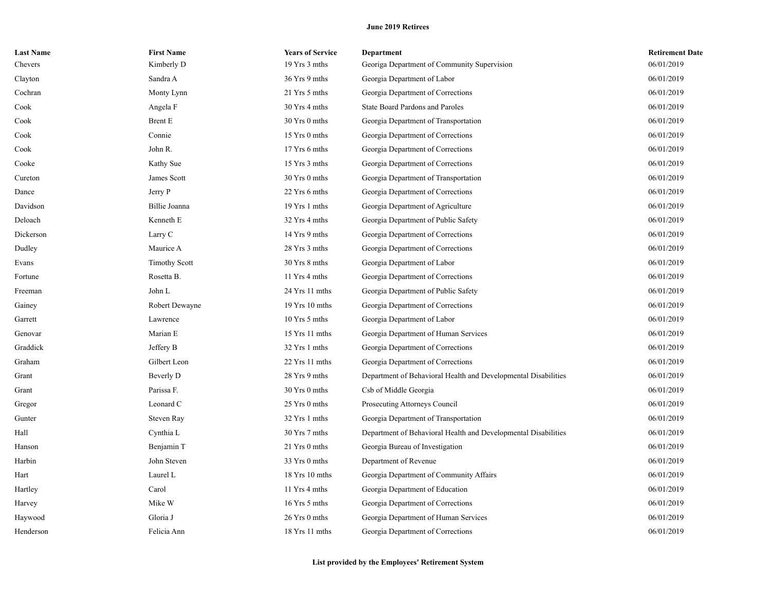**June 2019 Retirees**

| Last Name | First Name | Years of Service | Department | Retirement Date |
|---|---|---|---|---|
| Chevers | Kimberly D | 19 Yrs 3 mths | Georiga Department of Community Supervision | 06/01/2019 |
| Clayton | Sandra A | 36 Yrs 9 mths | Georgia Department of Labor | 06/01/2019 |
| Cochran | Monty Lynn | 21 Yrs 5 mths | Georgia Department of Corrections | 06/01/2019 |
| Cook | Angela F | 30 Yrs 4 mths | State Board Pardons and Paroles | 06/01/2019 |
| Cook | Brent E | 30 Yrs 0 mths | Georgia Department of Transportation | 06/01/2019 |
| Cook | Connie | 15 Yrs 0 mths | Georgia Department of Corrections | 06/01/2019 |
| Cook | John R. | 17 Yrs 6 mths | Georgia Department of Corrections | 06/01/2019 |
| Cooke | Kathy Sue | 15 Yrs 3 mths | Georgia Department of Corrections | 06/01/2019 |
| Cureton | James Scott | 30 Yrs 0 mths | Georgia Department of Transportation | 06/01/2019 |
| Dance | Jerry P | 22 Yrs 6 mths | Georgia Department of Corrections | 06/01/2019 |
| Davidson | Billie Joanna | 19 Yrs 1 mths | Georgia Department of Agriculture | 06/01/2019 |
| Deloach | Kenneth E | 32 Yrs 4 mths | Georgia Department of Public Safety | 06/01/2019 |
| Dickerson | Larry C | 14 Yrs 9 mths | Georgia Department of Corrections | 06/01/2019 |
| Dudley | Maurice A | 28 Yrs 3 mths | Georgia Department of Corrections | 06/01/2019 |
| Evans | Timothy Scott | 30 Yrs 8 mths | Georgia Department of Labor | 06/01/2019 |
| Fortune | Rosetta B. | 11 Yrs 4 mths | Georgia Department of Corrections | 06/01/2019 |
| Freeman | John L | 24 Yrs 11 mths | Georgia Department of Public Safety | 06/01/2019 |
| Gainey | Robert Dewayne | 19 Yrs 10 mths | Georgia Department of Corrections | 06/01/2019 |
| Garrett | Lawrence | 10 Yrs 5 mths | Georgia Department of Labor | 06/01/2019 |
| Genovar | Marian E | 15 Yrs 11 mths | Georgia Department of Human Services | 06/01/2019 |
| Graddick | Jeffery B | 32 Yrs 1 mths | Georgia Department of Corrections | 06/01/2019 |
| Graham | Gilbert Leon | 22 Yrs 11 mths | Georgia Department of Corrections | 06/01/2019 |
| Grant | Beverly D | 28 Yrs 9 mths | Department of Behavioral Health and Developmental Disabilities | 06/01/2019 |
| Grant | Parissa F. | 30 Yrs 0 mths | Csb of Middle Georgia | 06/01/2019 |
| Gregor | Leonard C | 25 Yrs 0 mths | Prosecuting Attorneys Council | 06/01/2019 |
| Gunter | Steven Ray | 32 Yrs 1 mths | Georgia Department of Transportation | 06/01/2019 |
| Hall | Cynthia L | 30 Yrs 7 mths | Department of Behavioral Health and Developmental Disabilities | 06/01/2019 |
| Hanson | Benjamin T | 21 Yrs 0 mths | Georgia Bureau of Investigation | 06/01/2019 |
| Harbin | John Steven | 33 Yrs 0 mths | Department of Revenue | 06/01/2019 |
| Hart | Laurel L | 18 Yrs 10 mths | Georgia Department of Community Affairs | 06/01/2019 |
| Hartley | Carol | 11 Yrs 4 mths | Georgia Department of Education | 06/01/2019 |
| Harvey | Mike W | 16 Yrs 5 mths | Georgia Department of Corrections | 06/01/2019 |
| Haywood | Gloria J | 26 Yrs 0 mths | Georgia Department of Human Services | 06/01/2019 |
| Henderson | Felicia Ann | 18 Yrs 11 mths | Georgia Department of Corrections | 06/01/2019 |

**List provided by the Employees' Retirement System**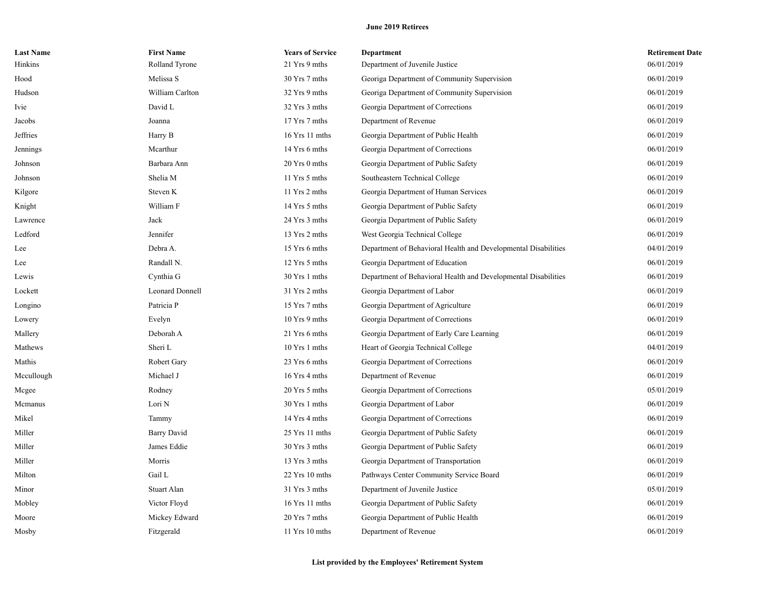**June 2019 Retirees**

| Last Name | First Name | Years of Service | Department | Retirement Date |
|---|---|---|---|---|
| Hinkins | Rolland Tyrone | 21 Yrs 9 mths | Department of Juvenile Justice | 06/01/2019 |
| Hood | Melissa S | 30 Yrs 7 mths | Georiga Department of Community Supervision | 06/01/2019 |
| Hudson | William Carlton | 32 Yrs 9 mths | Georiga Department of Community Supervision | 06/01/2019 |
| Ivie | David L | 32 Yrs 3 mths | Georgia Department of Corrections | 06/01/2019 |
| Jacobs | Joanna | 17 Yrs 7 mths | Department of Revenue | 06/01/2019 |
| Jeffries | Harry B | 16 Yrs 11 mths | Georgia Department of Public Health | 06/01/2019 |
| Jennings | Mcarthur | 14 Yrs 6 mths | Georgia Department of Corrections | 06/01/2019 |
| Johnson | Barbara Ann | 20 Yrs 0 mths | Georgia Department of Public Safety | 06/01/2019 |
| Johnson | Shelia M | 11 Yrs 5 mths | Southeastern Technical College | 06/01/2019 |
| Kilgore | Steven K | 11 Yrs 2 mths | Georgia Department of Human Services | 06/01/2019 |
| Knight | William F | 14 Yrs 5 mths | Georgia Department of Public Safety | 06/01/2019 |
| Lawrence | Jack | 24 Yrs 3 mths | Georgia Department of Public Safety | 06/01/2019 |
| Ledford | Jennifer | 13 Yrs 2 mths | West Georgia Technical College | 06/01/2019 |
| Lee | Debra A. | 15 Yrs 6 mths | Department of Behavioral Health and Developmental Disabilities | 04/01/2019 |
| Lee | Randall N. | 12 Yrs 5 mths | Georgia Department of Education | 06/01/2019 |
| Lewis | Cynthia G | 30 Yrs 1 mths | Department of Behavioral Health and Developmental Disabilities | 06/01/2019 |
| Lockett | Leonard Donnell | 31 Yrs 2 mths | Georgia Department of Labor | 06/01/2019 |
| Longino | Patricia P | 15 Yrs 7 mths | Georgia Department of Agriculture | 06/01/2019 |
| Lowery | Evelyn | 10 Yrs 9 mths | Georgia Department of Corrections | 06/01/2019 |
| Mallery | Deborah A | 21 Yrs 6 mths | Georgia Department of Early Care Learning | 06/01/2019 |
| Mathews | Sheri L | 10 Yrs 1 mths | Heart of Georgia Technical College | 04/01/2019 |
| Mathis | Robert Gary | 23 Yrs 6 mths | Georgia Department of Corrections | 06/01/2019 |
| Mccullough | Michael J | 16 Yrs 4 mths | Department of Revenue | 06/01/2019 |
| Mcgee | Rodney | 20 Yrs 5 mths | Georgia Department of Corrections | 05/01/2019 |
| Mcmanus | Lori N | 30 Yrs 1 mths | Georgia Department of Labor | 06/01/2019 |
| Mikel | Tammy | 14 Yrs 4 mths | Georgia Department of Corrections | 06/01/2019 |
| Miller | Barry David | 25 Yrs 11 mths | Georgia Department of Public Safety | 06/01/2019 |
| Miller | James Eddie | 30 Yrs 3 mths | Georgia Department of Public Safety | 06/01/2019 |
| Miller | Morris | 13 Yrs 3 mths | Georgia Department of Transportation | 06/01/2019 |
| Milton | Gail L | 22 Yrs 10 mths | Pathways Center Community Service Board | 06/01/2019 |
| Minor | Stuart Alan | 31 Yrs 3 mths | Department of Juvenile Justice | 05/01/2019 |
| Mobley | Victor Floyd | 16 Yrs 11 mths | Georgia Department of Public Safety | 06/01/2019 |
| Moore | Mickey Edward | 20 Yrs 7 mths | Georgia Department of Public Health | 06/01/2019 |
| Mosby | Fitzgerald | 11 Yrs 10 mths | Department of Revenue | 06/01/2019 |

**List provided by the Employees' Retirement System**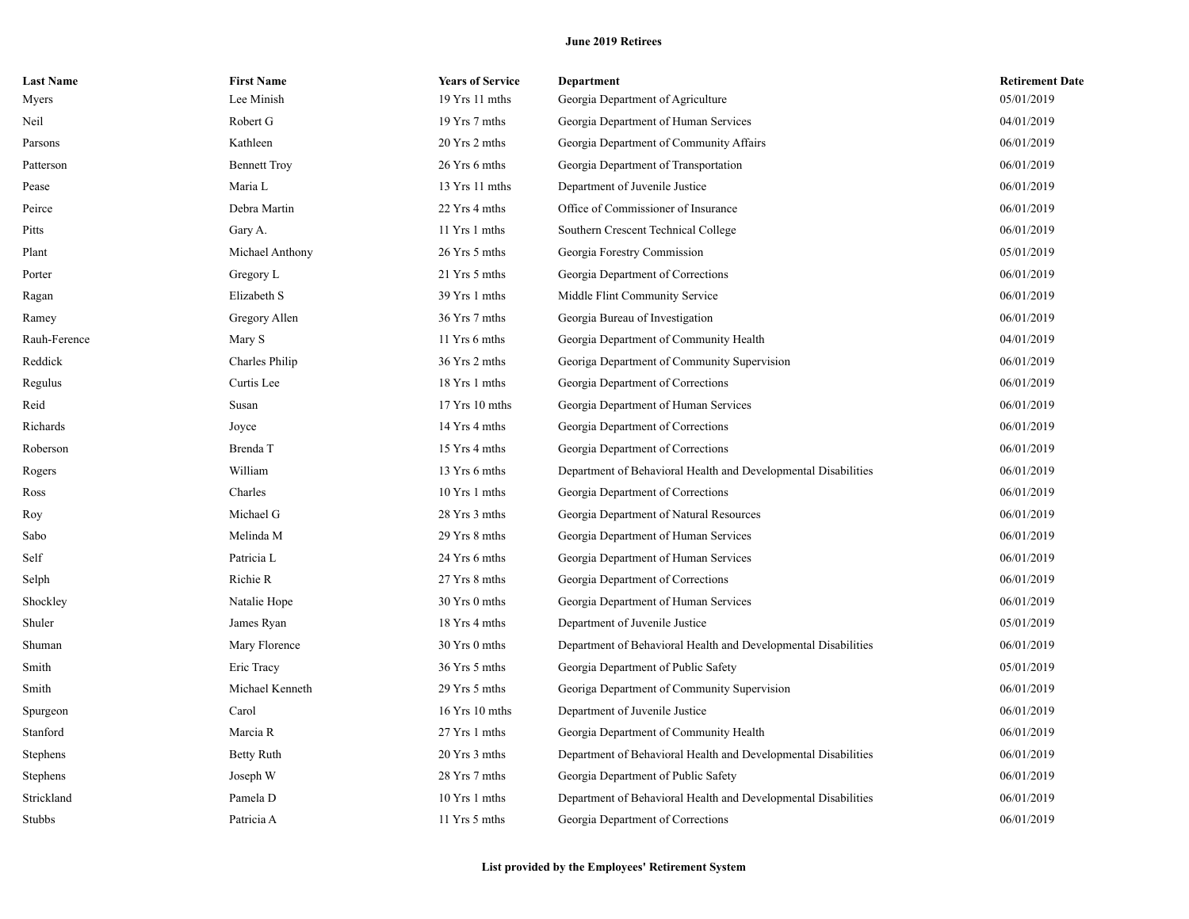**June 2019 Retirees**

| Last Name | First Name | Years of Service | Department | Retirement Date |
|---|---|---|---|---|
| Myers | Lee Minish | 19 Yrs 11 mths | Georgia Department of Agriculture | 05/01/2019 |
| Neil | Robert G | 19 Yrs 7 mths | Georgia Department of Human Services | 04/01/2019 |
| Parsons | Kathleen | 20 Yrs 2 mths | Georgia Department of Community Affairs | 06/01/2019 |
| Patterson | Bennett Troy | 26 Yrs 6 mths | Georgia Department of Transportation | 06/01/2019 |
| Pease | Maria L | 13 Yrs 11 mths | Department of Juvenile Justice | 06/01/2019 |
| Peirce | Debra Martin | 22 Yrs 4 mths | Office of Commissioner of Insurance | 06/01/2019 |
| Pitts | Gary A. | 11 Yrs 1 mths | Southern Crescent Technical College | 06/01/2019 |
| Plant | Michael Anthony | 26 Yrs 5 mths | Georgia Forestry Commission | 05/01/2019 |
| Porter | Gregory L | 21 Yrs 5 mths | Georgia Department of Corrections | 06/01/2019 |
| Ragan | Elizabeth S | 39 Yrs 1 mths | Middle Flint Community Service | 06/01/2019 |
| Ramey | Gregory Allen | 36 Yrs 7 mths | Georgia Bureau of Investigation | 06/01/2019 |
| Rauh-Ference | Mary S | 11 Yrs 6 mths | Georgia Department of Community Health | 04/01/2019 |
| Reddick | Charles Philip | 36 Yrs 2 mths | Georiga Department of Community Supervision | 06/01/2019 |
| Regulus | Curtis Lee | 18 Yrs 1 mths | Georgia Department of Corrections | 06/01/2019 |
| Reid | Susan | 17 Yrs 10 mths | Georgia Department of Human Services | 06/01/2019 |
| Richards | Joyce | 14 Yrs 4 mths | Georgia Department of Corrections | 06/01/2019 |
| Roberson | Brenda T | 15 Yrs 4 mths | Georgia Department of Corrections | 06/01/2019 |
| Rogers | William | 13 Yrs 6 mths | Department of Behavioral Health and Developmental Disabilities | 06/01/2019 |
| Ross | Charles | 10 Yrs 1 mths | Georgia Department of Corrections | 06/01/2019 |
| Roy | Michael G | 28 Yrs 3 mths | Georgia Department of Natural Resources | 06/01/2019 |
| Sabo | Melinda M | 29 Yrs 8 mths | Georgia Department of Human Services | 06/01/2019 |
| Self | Patricia L | 24 Yrs 6 mths | Georgia Department of Human Services | 06/01/2019 |
| Selph | Richie R | 27 Yrs 8 mths | Georgia Department of Corrections | 06/01/2019 |
| Shockley | Natalie Hope | 30 Yrs 0 mths | Georgia Department of Human Services | 06/01/2019 |
| Shuler | James Ryan | 18 Yrs 4 mths | Department of Juvenile Justice | 05/01/2019 |
| Shuman | Mary Florence | 30 Yrs 0 mths | Department of Behavioral Health and Developmental Disabilities | 06/01/2019 |
| Smith | Eric Tracy | 36 Yrs 5 mths | Georgia Department of Public Safety | 05/01/2019 |
| Smith | Michael Kenneth | 29 Yrs 5 mths | Georiga Department of Community Supervision | 06/01/2019 |
| Spurgeon | Carol | 16 Yrs 10 mths | Department of Juvenile Justice | 06/01/2019 |
| Stanford | Marcia R | 27 Yrs 1 mths | Georgia Department of Community Health | 06/01/2019 |
| Stephens | Betty Ruth | 20 Yrs 3 mths | Department of Behavioral Health and Developmental Disabilities | 06/01/2019 |
| Stephens | Joseph W | 28 Yrs 7 mths | Georgia Department of Public Safety | 06/01/2019 |
| Strickland | Pamela D | 10 Yrs 1 mths | Department of Behavioral Health and Developmental Disabilities | 06/01/2019 |
| Stubbs | Patricia A | 11 Yrs 5 mths | Georgia Department of Corrections | 06/01/2019 |

**List provided by the Employees' Retirement System**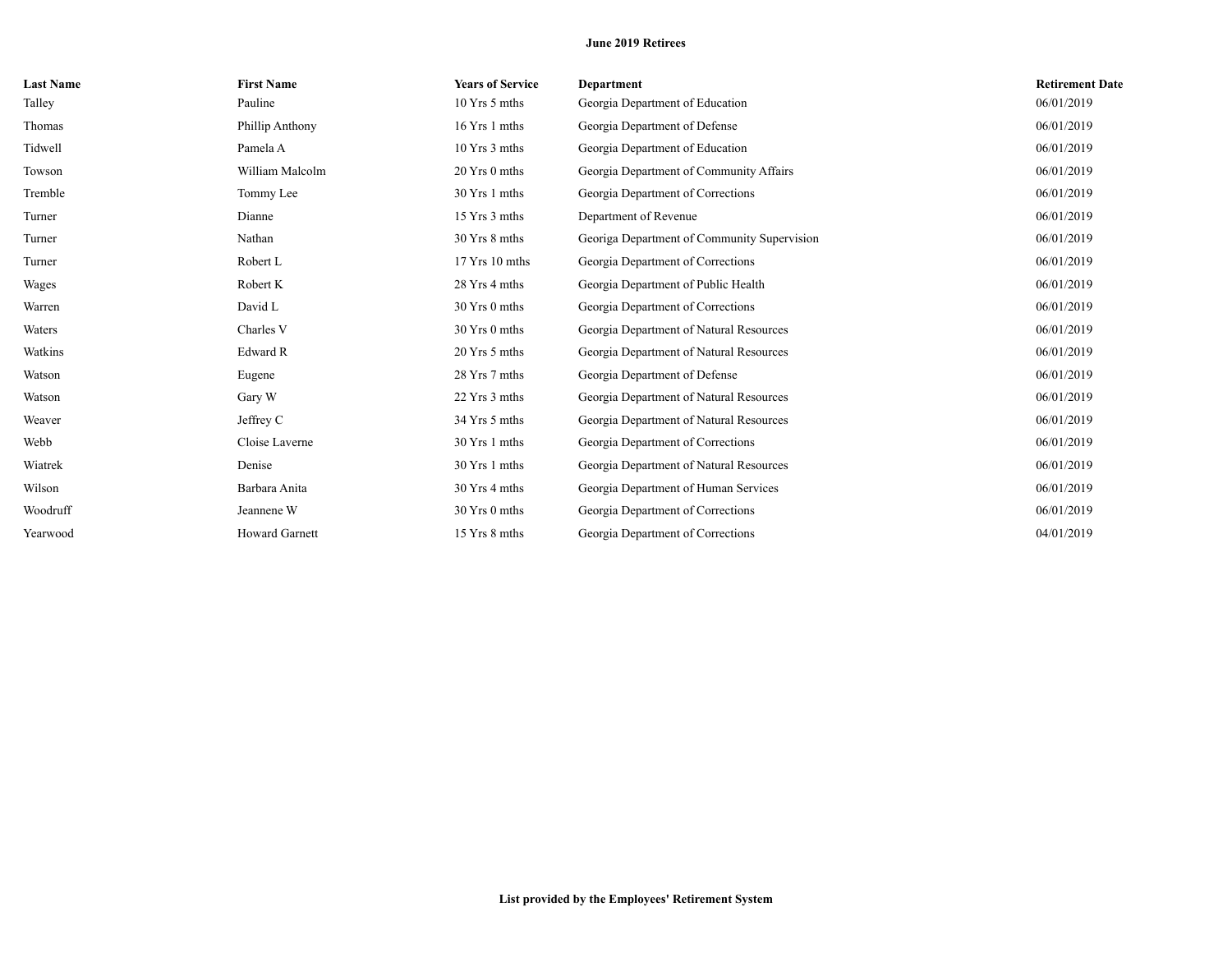**June 2019 Retirees**

| Last Name | First Name | Years of Service | Department | Retirement Date |
|---|---|---|---|---|
| Talley | Pauline | 10 Yrs 5 mths | Georgia Department of Education | 06/01/2019 |
| Thomas | Phillip Anthony | 16 Yrs 1 mths | Georgia Department of Defense | 06/01/2019 |
| Tidwell | Pamela A | 10 Yrs 3 mths | Georgia Department of Education | 06/01/2019 |
| Towson | William Malcolm | 20 Yrs 0 mths | Georgia Department of Community Affairs | 06/01/2019 |
| Tremble | Tommy Lee | 30 Yrs 1 mths | Georgia Department of Corrections | 06/01/2019 |
| Turner | Dianne | 15 Yrs 3 mths | Department of Revenue | 06/01/2019 |
| Turner | Nathan | 30 Yrs 8 mths | Georiga Department of Community Supervision | 06/01/2019 |
| Turner | Robert L | 17 Yrs 10 mths | Georgia Department of Corrections | 06/01/2019 |
| Wages | Robert K | 28 Yrs 4 mths | Georgia Department of Public Health | 06/01/2019 |
| Warren | David L | 30 Yrs 0 mths | Georgia Department of Corrections | 06/01/2019 |
| Waters | Charles V | 30 Yrs 0 mths | Georgia Department of Natural Resources | 06/01/2019 |
| Watkins | Edward R | 20 Yrs 5 mths | Georgia Department of Natural Resources | 06/01/2019 |
| Watson | Eugene | 28 Yrs 7 mths | Georgia Department of Defense | 06/01/2019 |
| Watson | Gary W | 22 Yrs 3 mths | Georgia Department of Natural Resources | 06/01/2019 |
| Weaver | Jeffrey C | 34 Yrs 5 mths | Georgia Department of Natural Resources | 06/01/2019 |
| Webb | Cloise Laverne | 30 Yrs 1 mths | Georgia Department of Corrections | 06/01/2019 |
| Wiatrek | Denise | 30 Yrs 1 mths | Georgia Department of Natural Resources | 06/01/2019 |
| Wilson | Barbara Anita | 30 Yrs 4 mths | Georgia Department of Human Services | 06/01/2019 |
| Woodruff | Jeannene W | 30 Yrs 0 mths | Georgia Department of Corrections | 06/01/2019 |
| Yearwood | Howard Garnett | 15 Yrs 8 mths | Georgia Department of Corrections | 04/01/2019 |

**List provided by the Employees' Retirement System**